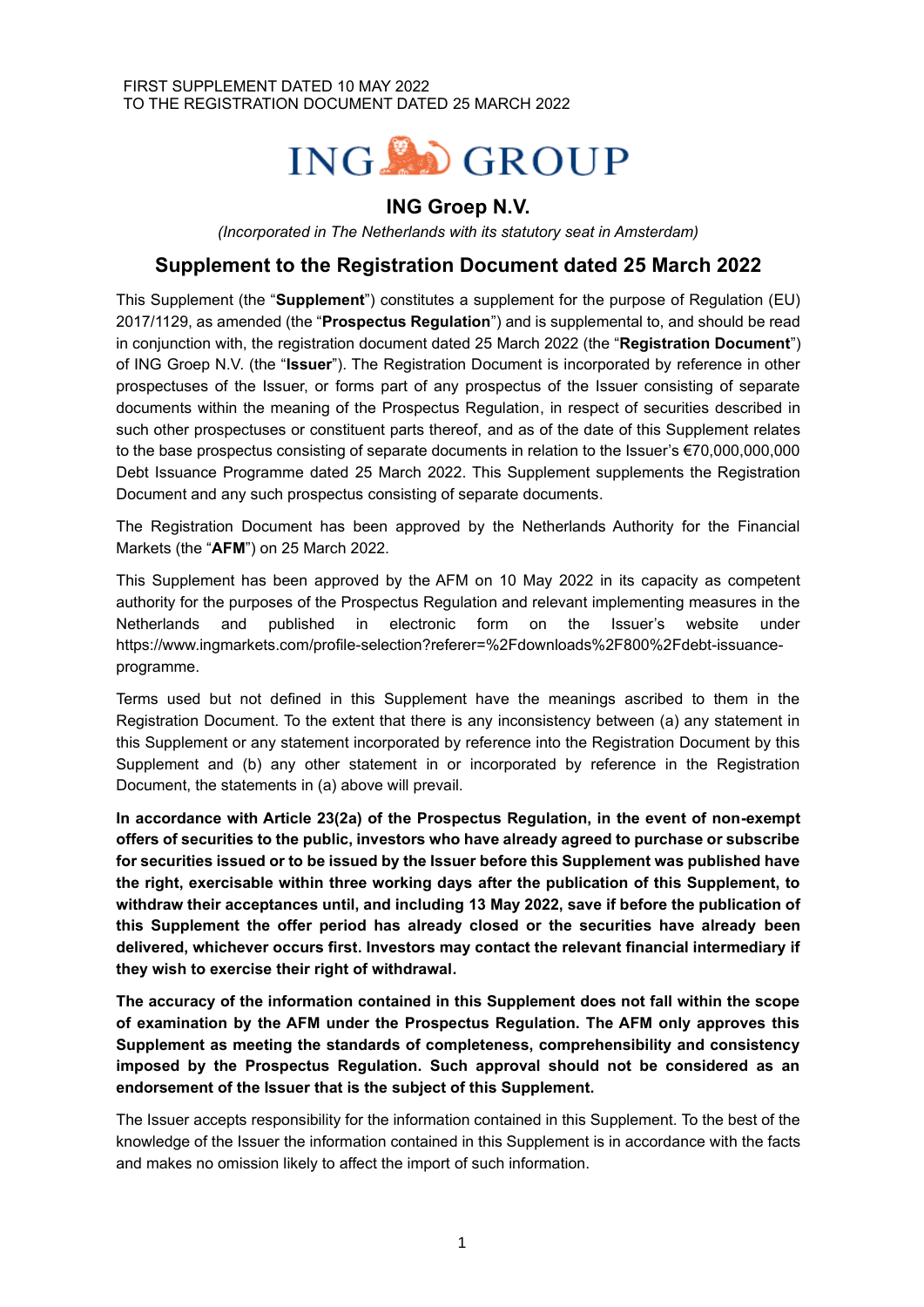FIRST SUPPLEMENT DATED 10 MAY 2022
TO THE REGISTRATION DOCUMENT DATED 25 MARCH 2022

ING GROUP

## ING Groep N.V.

*(Incorporated in The Netherlands with its statutory seat in Amsterdam)*

# Supplement to the Registration Document dated 25 March 2022

This Supplement (the "**Supplement**") constitutes a supplement for the purpose of Regulation (EU) 2017/1129, as amended (the "**Prospectus Regulation**") and is supplemental to, and should be read in conjunction with, the registration document dated 25 March 2022 (the "**Registration Document**") of ING Groep N.V. (the "**Issuer**"). The Registration Document is incorporated by reference in other prospectuses of the Issuer, or forms part of any prospectus of the Issuer consisting of separate documents within the meaning of the Prospectus Regulation, in respect of securities described in such other prospectuses or constituent parts thereof, and as of the date of this Supplement relates to the base prospectus consisting of separate documents in relation to the Issuer's €70,000,000,000 Debt Issuance Programme dated 25 March 2022. This Supplement supplements the Registration Document and any such prospectus consisting of separate documents.

The Registration Document has been approved by the Netherlands Authority for the Financial Markets (the "**AFM**") on 25 March 2022.

This Supplement has been approved by the AFM on 10 May 2022 in its capacity as competent authority for the purposes of the Prospectus Regulation and relevant implementing measures in the Netherlands and published in electronic form on the Issuer's website under https://www.ingmarkets.com/profile-selection?referer=%2Fdownloads%2F800%2Fdebt-issuance-programme.

Terms used but not defined in this Supplement have the meanings ascribed to them in the Registration Document. To the extent that there is any inconsistency between (a) any statement in this Supplement or any statement incorporated by reference into the Registration Document by this Supplement and (b) any other statement in or incorporated by reference in the Registration Document, the statements in (a) above will prevail.

**In accordance with Article 23(2a) of the Prospectus Regulation, in the event of non-exempt offers of securities to the public, investors who have already agreed to purchase or subscribe for securities issued or to be issued by the Issuer before this Supplement was published have the right, exercisable within three working days after the publication of this Supplement, to withdraw their acceptances until, and including 13 May 2022, save if before the publication of this Supplement the offer period has already closed or the securities have already been delivered, whichever occurs first. Investors may contact the relevant financial intermediary if they wish to exercise their right of withdrawal.**

**The accuracy of the information contained in this Supplement does not fall within the scope of examination by the AFM under the Prospectus Regulation. The AFM only approves this Supplement as meeting the standards of completeness, comprehensibility and consistency imposed by the Prospectus Regulation. Such approval should not be considered as an endorsement of the Issuer that is the subject of this Supplement.**

The Issuer accepts responsibility for the information contained in this Supplement. To the best of the knowledge of the Issuer the information contained in this Supplement is in accordance with the facts and makes no omission likely to affect the import of such information.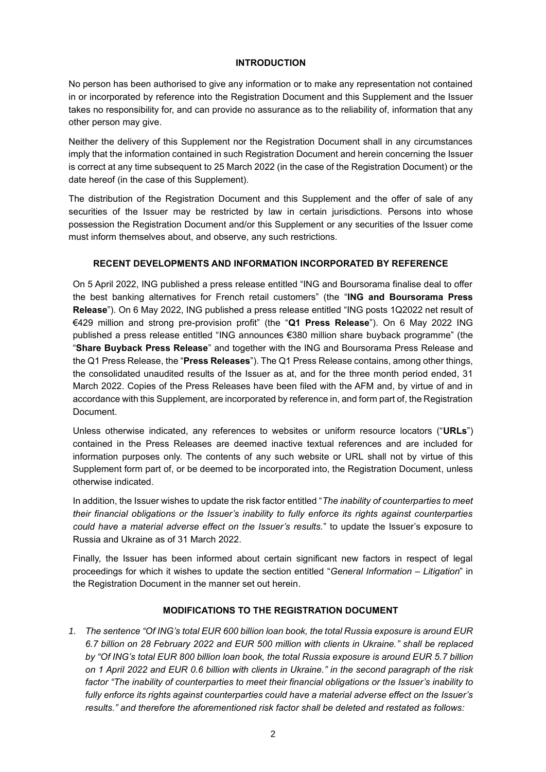## INTRODUCTION

No person has been authorised to give any information or to make any representation not contained in or incorporated by reference into the Registration Document and this Supplement and the Issuer takes no responsibility for, and can provide no assurance as to the reliability of, information that any other person may give.

Neither the delivery of this Supplement nor the Registration Document shall in any circumstances imply that the information contained in such Registration Document and herein concerning the Issuer is correct at any time subsequent to 25 March 2022 (in the case of the Registration Document) or the date hereof (in the case of this Supplement).

The distribution of the Registration Document and this Supplement and the offer of sale of any securities of the Issuer may be restricted by law in certain jurisdictions. Persons into whose possession the Registration Document and/or this Supplement or any securities of the Issuer come must inform themselves about, and observe, any such restrictions.

## RECENT DEVELOPMENTS AND INFORMATION INCORPORATED BY REFERENCE

On 5 April 2022, ING published a press release entitled "ING and Boursorama finalise deal to offer the best banking alternatives for French retail customers" (the "**ING and Boursorama Press Release**"). On 6 May 2022, ING published a press release entitled "ING posts 1Q2022 net result of €429 million and strong pre-provision profit" (the "**Q1 Press Release**"). On 6 May 2022 ING published a press release entitled "ING announces €380 million share buyback programme" (the "**Share Buyback Press Release**" and together with the ING and Boursorama Press Release and the Q1 Press Release, the "**Press Releases**"). The Q1 Press Release contains, among other things, the consolidated unaudited results of the Issuer as at, and for the three month period ended, 31 March 2022. Copies of the Press Releases have been filed with the AFM and, by virtue of and in accordance with this Supplement, are incorporated by reference in, and form part of, the Registration Document.

Unless otherwise indicated, any references to websites or uniform resource locators ("**URLs**") contained in the Press Releases are deemed inactive textual references and are included for information purposes only. The contents of any such website or URL shall not by virtue of this Supplement form part of, or be deemed to be incorporated into, the Registration Document, unless otherwise indicated.

In addition, the Issuer wishes to update the risk factor entitled "*The inability of counterparties to meet their financial obligations or the Issuer's inability to fully enforce its rights against counterparties could have a material adverse effect on the Issuer's results.*" to update the Issuer's exposure to Russia and Ukraine as of 31 March 2022.

Finally, the Issuer has been informed about certain significant new factors in respect of legal proceedings for which it wishes to update the section entitled "*General Information – Litigation*" in the Registration Document in the manner set out herein.

## MODIFICATIONS TO THE REGISTRATION DOCUMENT

1. *The sentence "Of ING's total EUR 600 billion loan book, the total Russia exposure is around EUR 6.7 billion on 28 February 2022 and EUR 500 million with clients in Ukraine." shall be replaced by "Of ING's total EUR 800 billion loan book, the total Russia exposure is around EUR 5.7 billion on 1 April 2022 and EUR 0.6 billion with clients in Ukraine." in the second paragraph of the risk factor "The inability of counterparties to meet their financial obligations or the Issuer's inability to fully enforce its rights against counterparties could have a material adverse effect on the Issuer's results." and therefore the aforementioned risk factor shall be deleted and restated as follows:*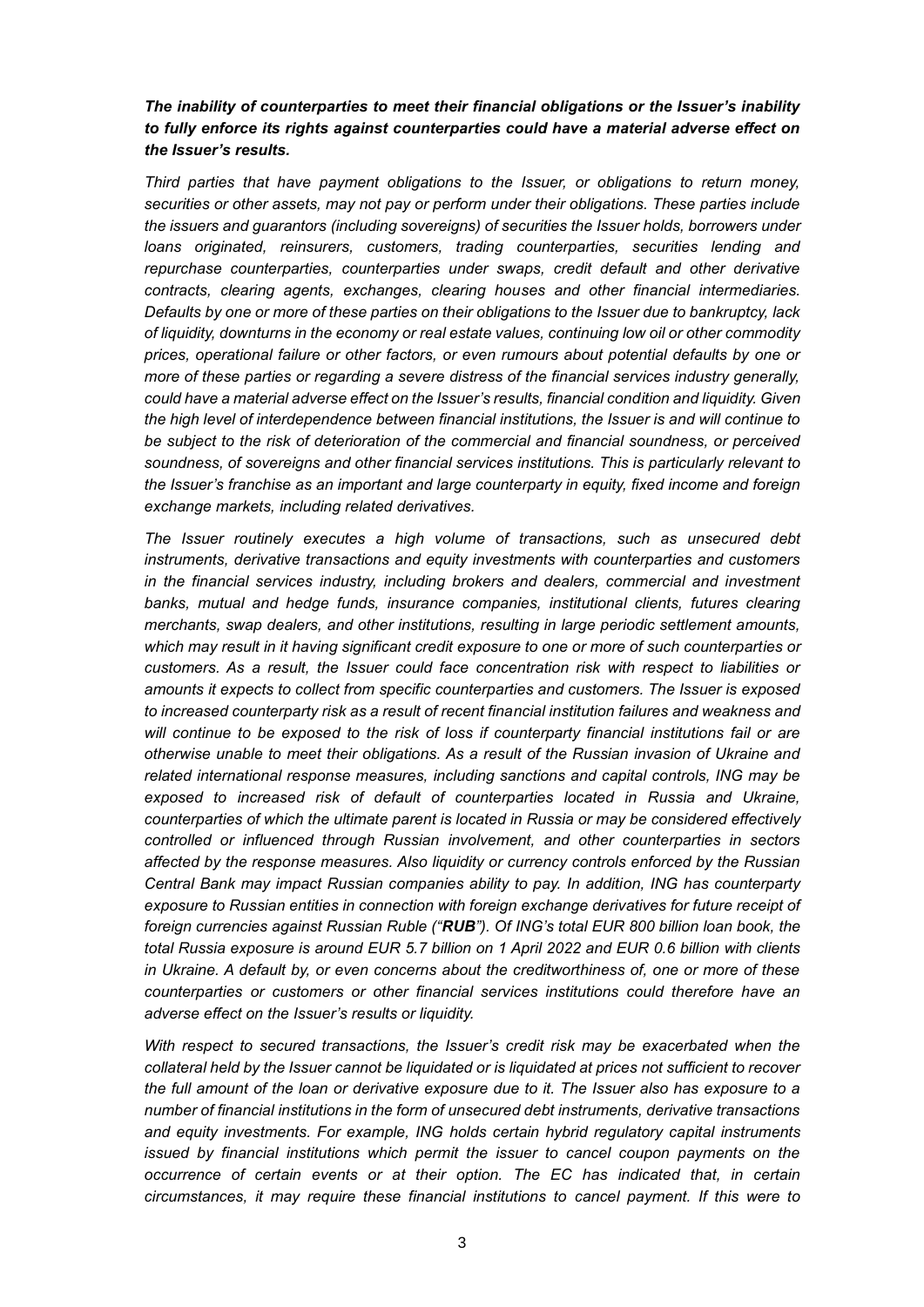***The inability of counterparties to meet their financial obligations or the Issuer's inability to fully enforce its rights against counterparties could have a material adverse effect on the Issuer's results.***

*Third parties that have payment obligations to the Issuer, or obligations to return money, securities or other assets, may not pay or perform under their obligations. These parties include the issuers and guarantors (including sovereigns) of securities the Issuer holds, borrowers under loans originated, reinsurers, customers, trading counterparties, securities lending and repurchase counterparties, counterparties under swaps, credit default and other derivative contracts, clearing agents, exchanges, clearing houses and other financial intermediaries. Defaults by one or more of these parties on their obligations to the Issuer due to bankruptcy, lack of liquidity, downturns in the economy or real estate values, continuing low oil or other commodity prices, operational failure or other factors, or even rumours about potential defaults by one or more of these parties or regarding a severe distress of the financial services industry generally, could have a material adverse effect on the Issuer's results, financial condition and liquidity. Given the high level of interdependence between financial institutions, the Issuer is and will continue to be subject to the risk of deterioration of the commercial and financial soundness, or perceived soundness, of sovereigns and other financial services institutions. This is particularly relevant to the Issuer's franchise as an important and large counterparty in equity, fixed income and foreign exchange markets, including related derivatives.*

*The Issuer routinely executes a high volume of transactions, such as unsecured debt instruments, derivative transactions and equity investments with counterparties and customers in the financial services industry, including brokers and dealers, commercial and investment banks, mutual and hedge funds, insurance companies, institutional clients, futures clearing merchants, swap dealers, and other institutions, resulting in large periodic settlement amounts, which may result in it having significant credit exposure to one or more of such counterparties or customers. As a result, the Issuer could face concentration risk with respect to liabilities or amounts it expects to collect from specific counterparties and customers. The Issuer is exposed to increased counterparty risk as a result of recent financial institution failures and weakness and will continue to be exposed to the risk of loss if counterparty financial institutions fail or are otherwise unable to meet their obligations. As a result of the Russian invasion of Ukraine and related international response measures, including sanctions and capital controls, ING may be exposed to increased risk of default of counterparties located in Russia and Ukraine, counterparties of which the ultimate parent is located in Russia or may be considered effectively controlled or influenced through Russian involvement, and other counterparties in sectors affected by the response measures. Also liquidity or currency controls enforced by the Russian Central Bank may impact Russian companies ability to pay. In addition, ING has counterparty exposure to Russian entities in connection with foreign exchange derivatives for future receipt of foreign currencies against Russian Ruble ("**RUB**"). Of ING's total EUR 800 billion loan book, the total Russia exposure is around EUR 5.7 billion on 1 April 2022 and EUR 0.6 billion with clients in Ukraine. A default by, or even concerns about the creditworthiness of, one or more of these counterparties or customers or other financial services institutions could therefore have an adverse effect on the Issuer's results or liquidity.*

*With respect to secured transactions, the Issuer's credit risk may be exacerbated when the collateral held by the Issuer cannot be liquidated or is liquidated at prices not sufficient to recover the full amount of the loan or derivative exposure due to it. The Issuer also has exposure to a number of financial institutions in the form of unsecured debt instruments, derivative transactions and equity investments. For example, ING holds certain hybrid regulatory capital instruments issued by financial institutions which permit the issuer to cancel coupon payments on the occurrence of certain events or at their option. The EC has indicated that, in certain circumstances, it may require these financial institutions to cancel payment. If this were to*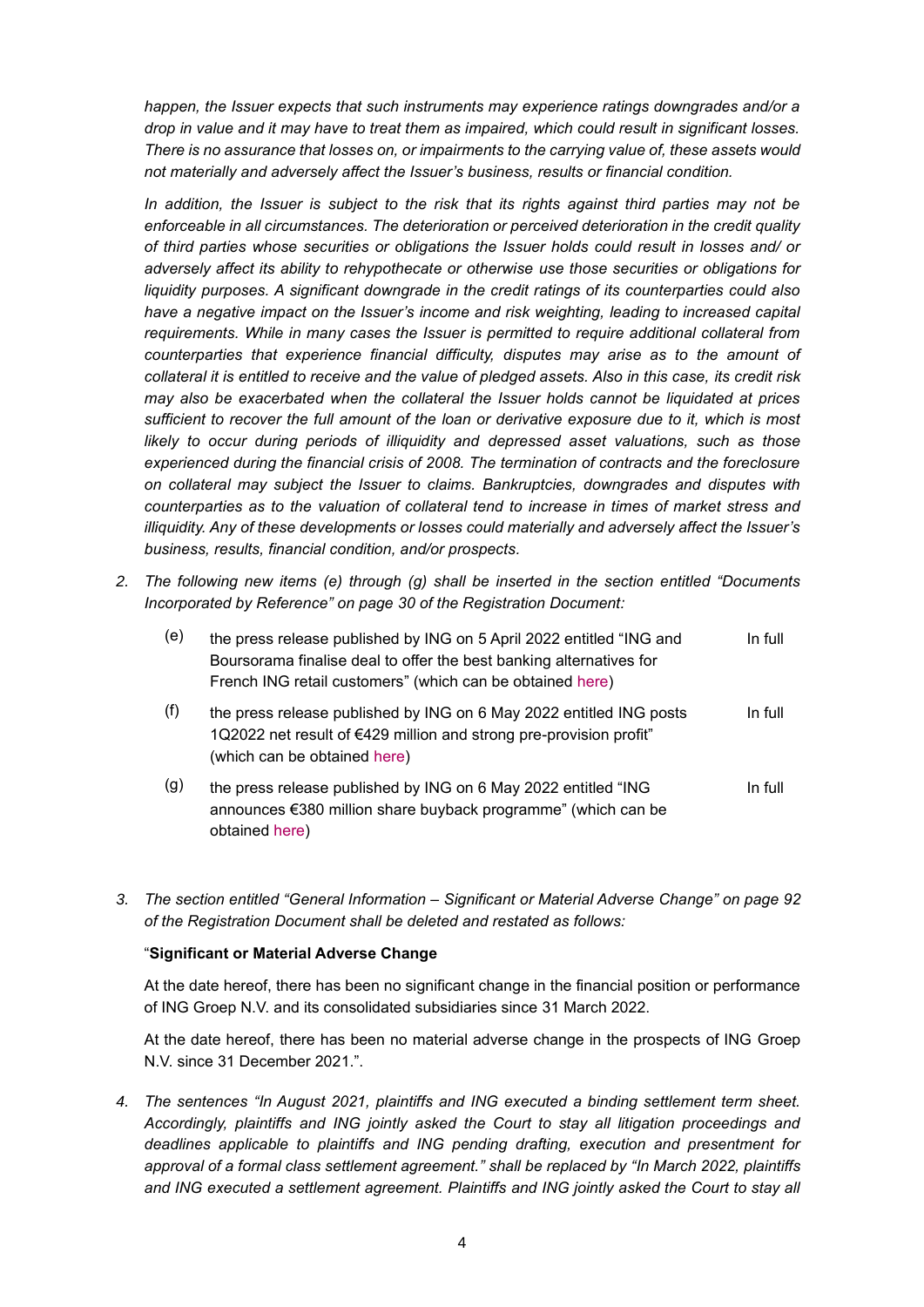*happen, the Issuer expects that such instruments may experience ratings downgrades and/or a drop in value and it may have to treat them as impaired, which could result in significant losses. There is no assurance that losses on, or impairments to the carrying value of, these assets would not materially and adversely affect the Issuer's business, results or financial condition.*

*In addition, the Issuer is subject to the risk that its rights against third parties may not be enforceable in all circumstances. The deterioration or perceived deterioration in the credit quality of third parties whose securities or obligations the Issuer holds could result in losses and/ or adversely affect its ability to rehypothecate or otherwise use those securities or obligations for liquidity purposes. A significant downgrade in the credit ratings of its counterparties could also have a negative impact on the Issuer's income and risk weighting, leading to increased capital requirements. While in many cases the Issuer is permitted to require additional collateral from counterparties that experience financial difficulty, disputes may arise as to the amount of collateral it is entitled to receive and the value of pledged assets. Also in this case, its credit risk may also be exacerbated when the collateral the Issuer holds cannot be liquidated at prices sufficient to recover the full amount of the loan or derivative exposure due to it, which is most likely to occur during periods of illiquidity and depressed asset valuations, such as those experienced during the financial crisis of 2008. The termination of contracts and the foreclosure on collateral may subject the Issuer to claims. Bankruptcies, downgrades and disputes with counterparties as to the valuation of collateral tend to increase in times of market stress and illiquidity. Any of these developments or losses could materially and adversely affect the Issuer's business, results, financial condition, and/or prospects.*

2. *The following new items (e) through (g) shall be inserted in the section entitled "Documents Incorporated by Reference" on page 30 of the Registration Document:*

| | | |
|---|---|---|
| (e) | the press release published by ING on 5 April 2022 entitled "ING and Boursorama finalise deal to offer the best banking alternatives for French ING retail customers" (which can be obtained here) | In full |
| (f) | the press release published by ING on 6 May 2022 entitled ING posts 1Q2022 net result of €429 million and strong pre-provision profit" (which can be obtained here) | In full |
| (g) | the press release published by ING on 6 May 2022 entitled "ING announces €380 million share buyback programme" (which can be obtained here) | In full |

3. *The section entitled "General Information – Significant or Material Adverse Change" on page 92 of the Registration Document shall be deleted and restated as follows:*

"**Significant or Material Adverse Change**

At the date hereof, there has been no significant change in the financial position or performance of ING Groep N.V. and its consolidated subsidiaries since 31 March 2022.

At the date hereof, there has been no material adverse change in the prospects of ING Groep N.V. since 31 December 2021.".

4. *The sentences "In August 2021, plaintiffs and ING executed a binding settlement term sheet. Accordingly, plaintiffs and ING jointly asked the Court to stay all litigation proceedings and deadlines applicable to plaintiffs and ING pending drafting, execution and presentment for approval of a formal class settlement agreement." shall be replaced by "In March 2022, plaintiffs and ING executed a settlement agreement. Plaintiffs and ING jointly asked the Court to stay all*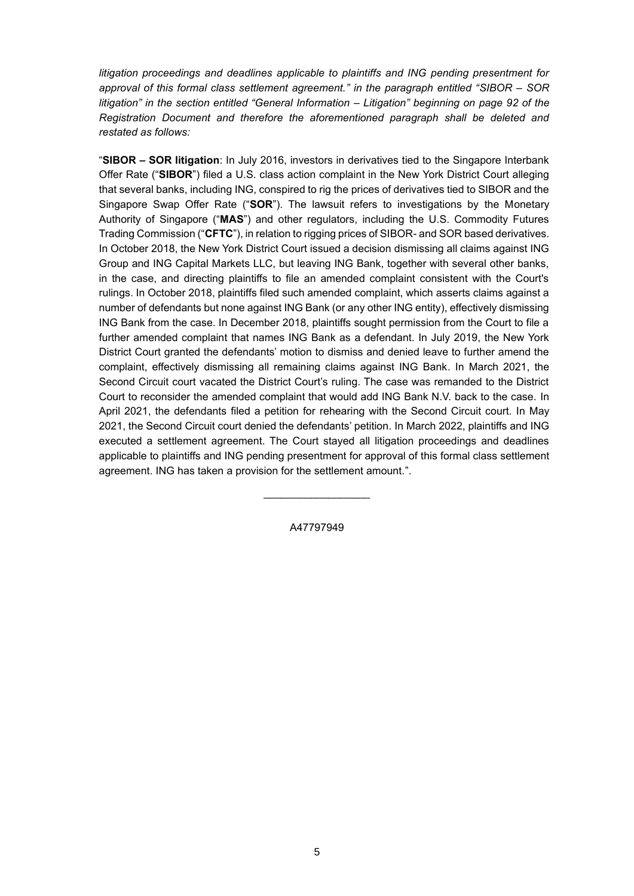*litigation proceedings and deadlines applicable to plaintiffs and ING pending presentment for approval of this formal class settlement agreement." in the paragraph entitled "SIBOR – SOR litigation" in the section entitled "General Information – Litigation" beginning on page 92 of the Registration Document and therefore the aforementioned paragraph shall be deleted and restated as follows:*

"**SIBOR – SOR litigation**: In July 2016, investors in derivatives tied to the Singapore Interbank Offer Rate ("**SIBOR**") filed a U.S. class action complaint in the New York District Court alleging that several banks, including ING, conspired to rig the prices of derivatives tied to SIBOR and the Singapore Swap Offer Rate ("**SOR**"). The lawsuit refers to investigations by the Monetary Authority of Singapore ("**MAS**") and other regulators, including the U.S. Commodity Futures Trading Commission ("**CFTC**"), in relation to rigging prices of SIBOR- and SOR based derivatives. In October 2018, the New York District Court issued a decision dismissing all claims against ING Group and ING Capital Markets LLC, but leaving ING Bank, together with several other banks, in the case, and directing plaintiffs to file an amended complaint consistent with the Court's rulings. In October 2018, plaintiffs filed such amended complaint, which asserts claims against a number of defendants but none against ING Bank (or any other ING entity), effectively dismissing ING Bank from the case. In December 2018, plaintiffs sought permission from the Court to file a further amended complaint that names ING Bank as a defendant. In July 2019, the New York District Court granted the defendants' motion to dismiss and denied leave to further amend the complaint, effectively dismissing all remaining claims against ING Bank. In March 2021, the Second Circuit court vacated the District Court's ruling. The case was remanded to the District Court to reconsider the amended complaint that would add ING Bank N.V. back to the case. In April 2021, the defendants filed a petition for rehearing with the Second Circuit court. In May 2021, the Second Circuit court denied the defendants' petition. In March 2022, plaintiffs and ING executed a settlement agreement. The Court stayed all litigation proceedings and deadlines applicable to plaintiffs and ING pending presentment for approval of this formal class settlement agreement. ING has taken a provision for the settlement amount.".

\_\_\_\_\_\_\_\_\_\_\_\_\_\_\_\_\_\_

A47797949